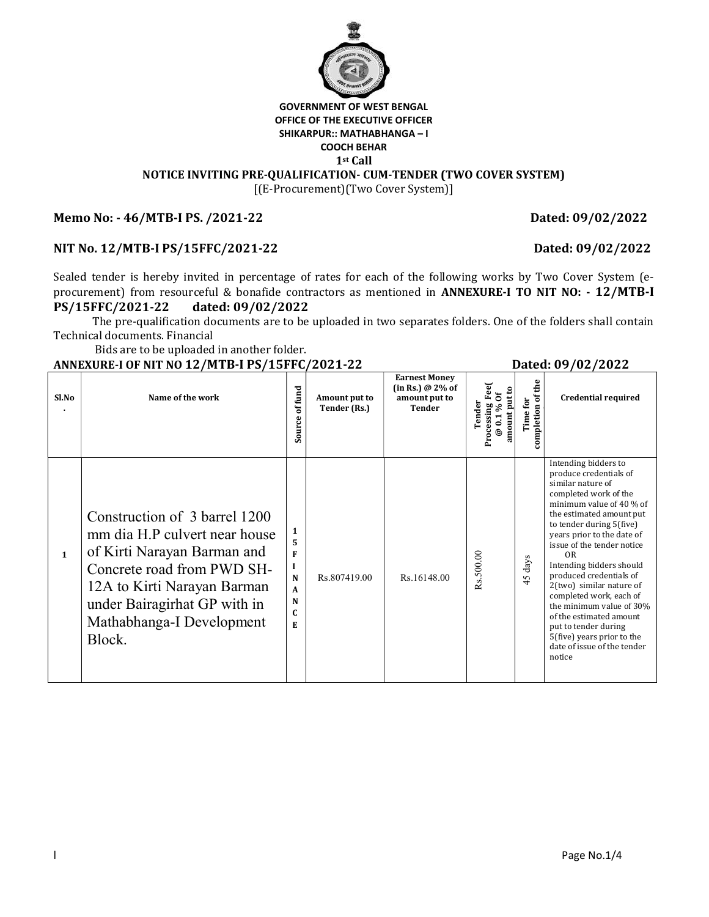**GOVERNMENT OF WEST BENGAL**
**OFFICE OF THE EXECUTIVE OFFICER**
**SHIKARPUR:: MATHABHANGA – I**
**COOCH BEHAR**
**1st Call**

# NOTICE INVITING PRE-QUALIFICATION- CUM-TENDER (TWO COVER SYSTEM)

[(E-Procurement)(Two Cover System)]

**Memo No: - 46/MTB-I PS. /2021-22** **Dated: 09/02/2022**

**NIT No. 12/MTB-I PS/15FFC/2021-22** **Dated: 09/02/2022**

Sealed tender is hereby invited in percentage of rates for each of the following works by Two Cover System (e-procurement) from resourceful & bonafide contractors as mentioned in **ANNEXURE-I TO NIT NO: - 12/MTB-I PS/15FFC/2021-22 dated: 09/02/2022**

The pre-qualification documents are to be uploaded in two separates folders. One of the folders shall contain Technical documents. Financial Bids are to be uploaded in another folder.

**ANNEXURE-I OF NIT NO 12/MTB-I PS/15FFC/2021-22** **Dated: 09/02/2022**

| Sl.No. | Name of the work | Source of fund | Amount put to Tender (Rs.) | Earnest Money (in Rs.) @ 2% of amount put to Tender | Tender Processing Fee( @ 0.1 % Of amount put to | Time for completion of the | Credential required |
|---|---|---|---|---|---|---|---|
| 1 | Construction of 3 barrel 1200 mm dia H.P culvert near house of Kirti Narayan Barman and Concrete road from PWD SH-12A to Kirti Narayan Barman under Bairagirhat GP with in Mathabhanga-I Development Block. | 15 FINANCE | Rs.807419.00 | Rs.16148.00 | Rs.500.00 | 45 days | Intending bidders to produce credentials of similar nature of completed work of the minimum value of 40 % of the estimated amount put to tender during 5(five) years prior to the date of issue of the tender notice OR Intending bidders should produced credentials of 2(two) similar nature of completed work, each of the minimum value of 30% of the estimated amount put to tender during 5(five) years prior to the date of issue of the tender notice |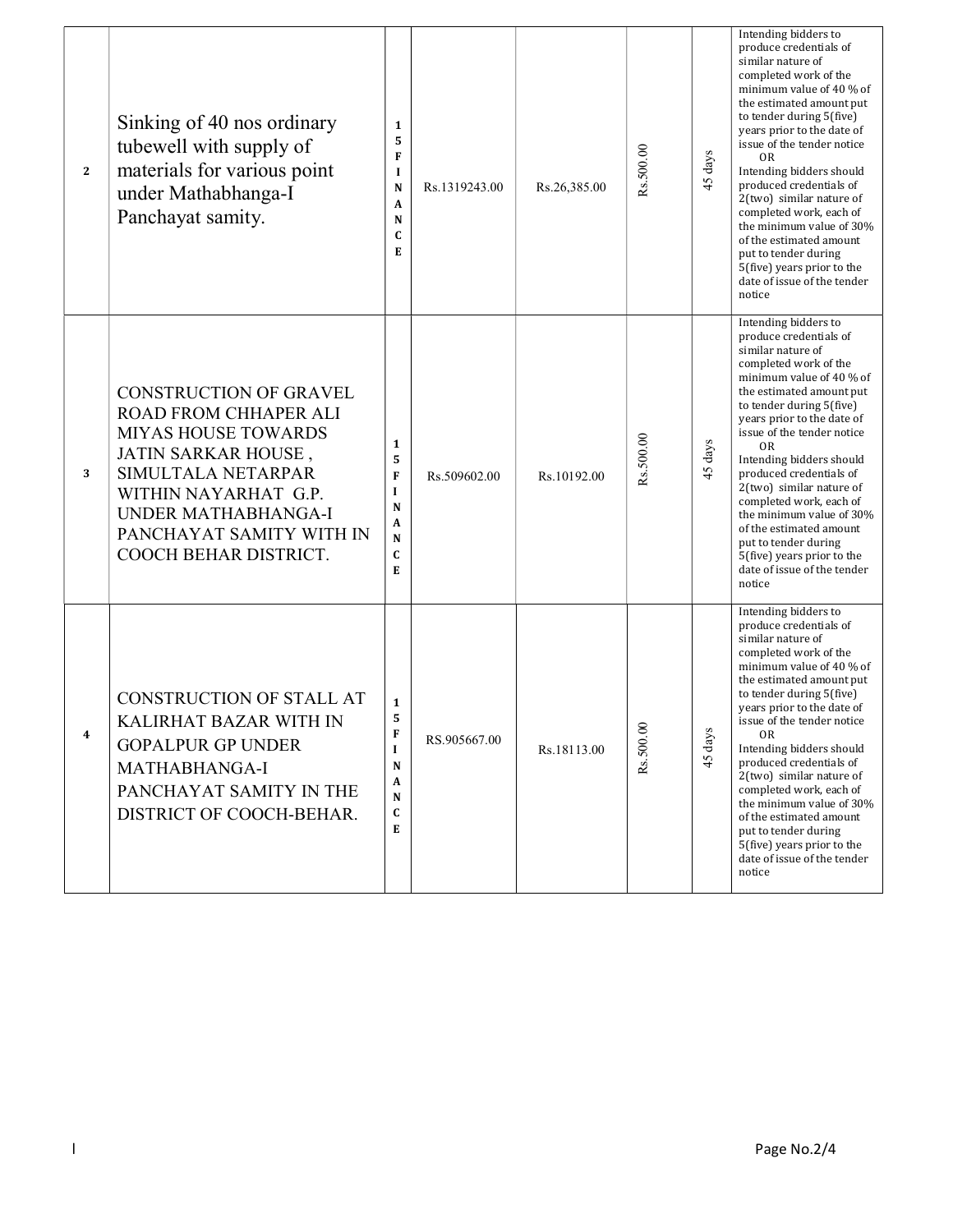| 2 | Sinking of 40 nos ordinary tubewell with supply of materials for various point under Mathabhanga-I Panchayat samity. | 15 FINANCE | Rs.1319243.00 | Rs.26,385.00 | Rs.500.00 | 45 days | Intending bidders to produce credentials of similar nature of completed work of the minimum value of 40 % of the estimated amount put to tender during 5(five) years prior to the date of issue of the tender notice OR Intending bidders should produced credentials of 2(two) similar nature of completed work, each of the minimum value of 30% of the estimated amount put to tender during 5(five) years prior to the date of issue of the tender notice |
|---|---|---|---|---|---|---|---|
| 3 | CONSTRUCTION OF GRAVEL ROAD FROM CHHAPER ALI MIYAS HOUSE TOWARDS JATIN SARKAR HOUSE , SIMULTALA NETARPAR WITHIN NAYARHAT G.P. UNDER MATHABHANGA-I PANCHAYAT SAMITY WITH IN COOCH BEHAR DISTRICT. | 15 FINANCE | Rs.509602.00 | Rs.10192.00 | Rs.500.00 | 45 days | Intending bidders to produce credentials of similar nature of completed work of the minimum value of 40 % of the estimated amount put to tender during 5(five) years prior to the date of issue of the tender notice OR Intending bidders should produced credentials of 2(two) similar nature of completed work, each of the minimum value of 30% of the estimated amount put to tender during 5(five) years prior to the date of issue of the tender notice |
| 4 | CONSTRUCTION OF STALL AT KALIRHAT BAZAR WITH IN GOPALPUR GP UNDER MATHABHANGA-I PANCHAYAT SAMITY IN THE DISTRICT OF COOCH-BEHAR. | 15 FINANCE | RS.905667.00 | Rs.18113.00 | Rs.500.00 | 45 days | Intending bidders to produce credentials of similar nature of completed work of the minimum value of 40 % of the estimated amount put to tender during 5(five) years prior to the date of issue of the tender notice OR Intending bidders should produced credentials of 2(two) similar nature of completed work, each of the minimum value of 30% of the estimated amount put to tender during 5(five) years prior to the date of issue of the tender notice |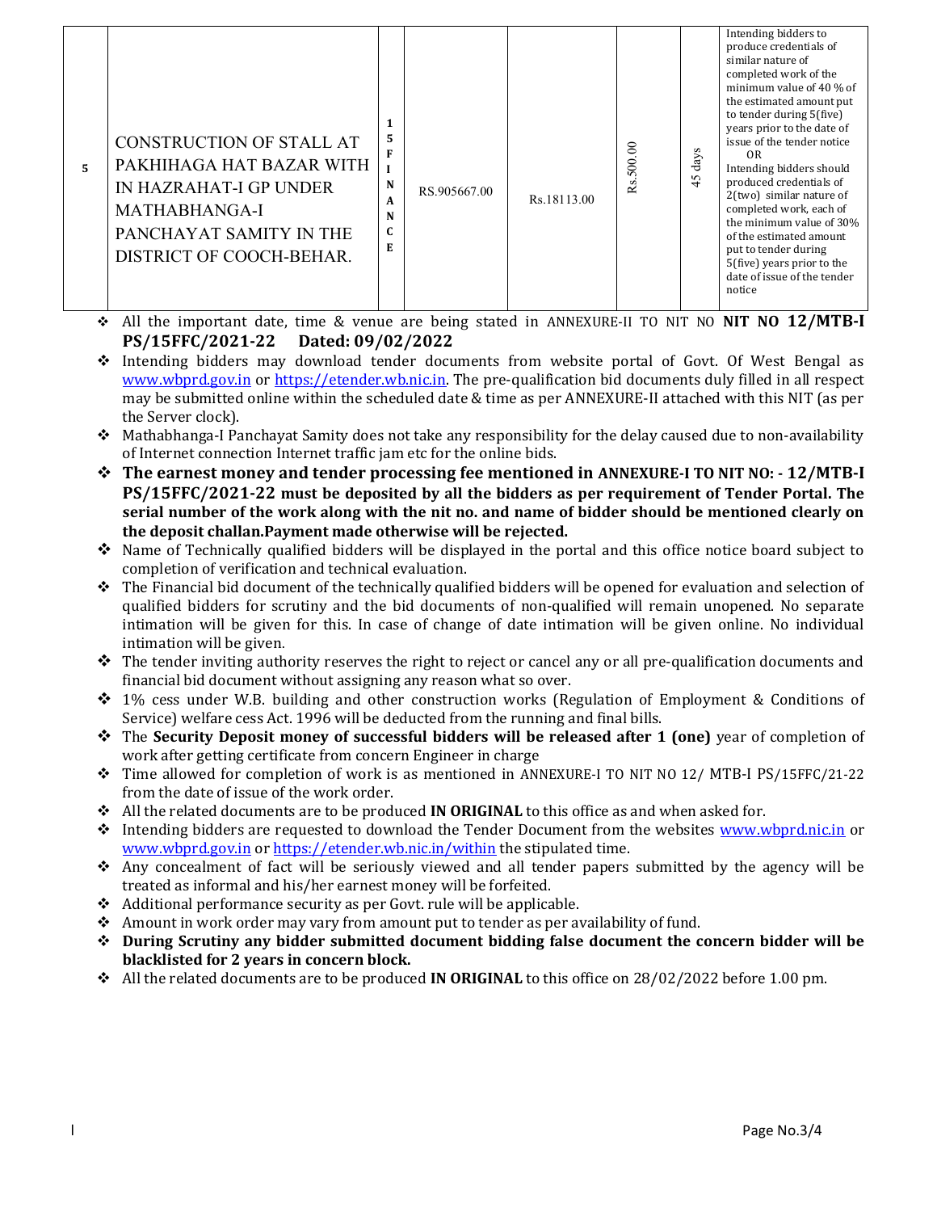| 5 | CONSTRUCTION OF STALL AT PAKHIHAGA HAT BAZAR WITH IN HAZRAHAT-I GP UNDER MATHABHANGA-I PANCHAYAT SAMITY IN THE DISTRICT OF COOCH-BEHAR. | 15 FINANCE | RS.905667.00 | Rs.18113.00 | Rs.500.00 | 45 days | Intending bidders to produce credentials of similar nature of completed work of the minimum value of 40 % of the estimated amount put to tender during 5(five) years prior to the date of issue of the tender notice OR Intending bidders should produced credentials of 2(two) similar nature of completed work, each of the minimum value of 30% of the estimated amount put to tender during 5(five) years prior to the date of issue of the tender notice |
|---|---|---|---|---|---|---|---|

- All the important date, time & venue are being stated in ANNEXURE-II TO NIT NO **NIT NO 12/MTB-I PS/15FFC/2021-22 Dated: 09/02/2022**
- Intending bidders may download tender documents from website portal of Govt. Of West Bengal as www.wbprd.gov.in or https://etender.wb.nic.in. The pre-qualification bid documents duly filled in all respect may be submitted online within the scheduled date & time as per ANNEXURE-II attached with this NIT (as per the Server clock).
- Mathabhanga-I Panchayat Samity does not take any responsibility for the delay caused due to non-availability of Internet connection Internet traffic jam etc for the online bids.
- **The earnest money and tender processing fee mentioned in ANNEXURE-I TO NIT NO: - 12/MTB-I PS/15FFC/2021-22 must be deposited by all the bidders as per requirement of Tender Portal. The serial number of the work along with the nit no. and name of bidder should be mentioned clearly on the deposit challan.Payment made otherwise will be rejected.**
- Name of Technically qualified bidders will be displayed in the portal and this office notice board subject to completion of verification and technical evaluation.
- The Financial bid document of the technically qualified bidders will be opened for evaluation and selection of qualified bidders for scrutiny and the bid documents of non-qualified will remain unopened. No separate intimation will be given for this. In case of change of date intimation will be given online. No individual intimation will be given.
- The tender inviting authority reserves the right to reject or cancel any or all pre-qualification documents and financial bid document without assigning any reason what so over.
- 1% cess under W.B. building and other construction works (Regulation of Employment & Conditions of Service) welfare cess Act. 1996 will be deducted from the running and final bills.
- The **Security Deposit money of successful bidders will be released after 1 (one)** year of completion of work after getting certificate from concern Engineer in charge
- Time allowed for completion of work is as mentioned in ANNEXURE-I TO NIT NO 12/ MTB-I PS/15FFC/21-22 from the date of issue of the work order.
- All the related documents are to be produced **IN ORIGINAL** to this office as and when asked for.
- Intending bidders are requested to download the Tender Document from the websites www.wbprd.nic.in or www.wbprd.gov.in or https://etender.wb.nic.in/within the stipulated time.
- Any concealment of fact will be seriously viewed and all tender papers submitted by the agency will be treated as informal and his/her earnest money will be forfeited.
- Additional performance security as per Govt. rule will be applicable.
- Amount in work order may vary from amount put to tender as per availability of fund.
- **During Scrutiny any bidder submitted document bidding false document the concern bidder will be blacklisted for 2 years in concern block.**
- All the related documents are to be produced **IN ORIGINAL** to this office on 28/02/2022 before 1.00 pm.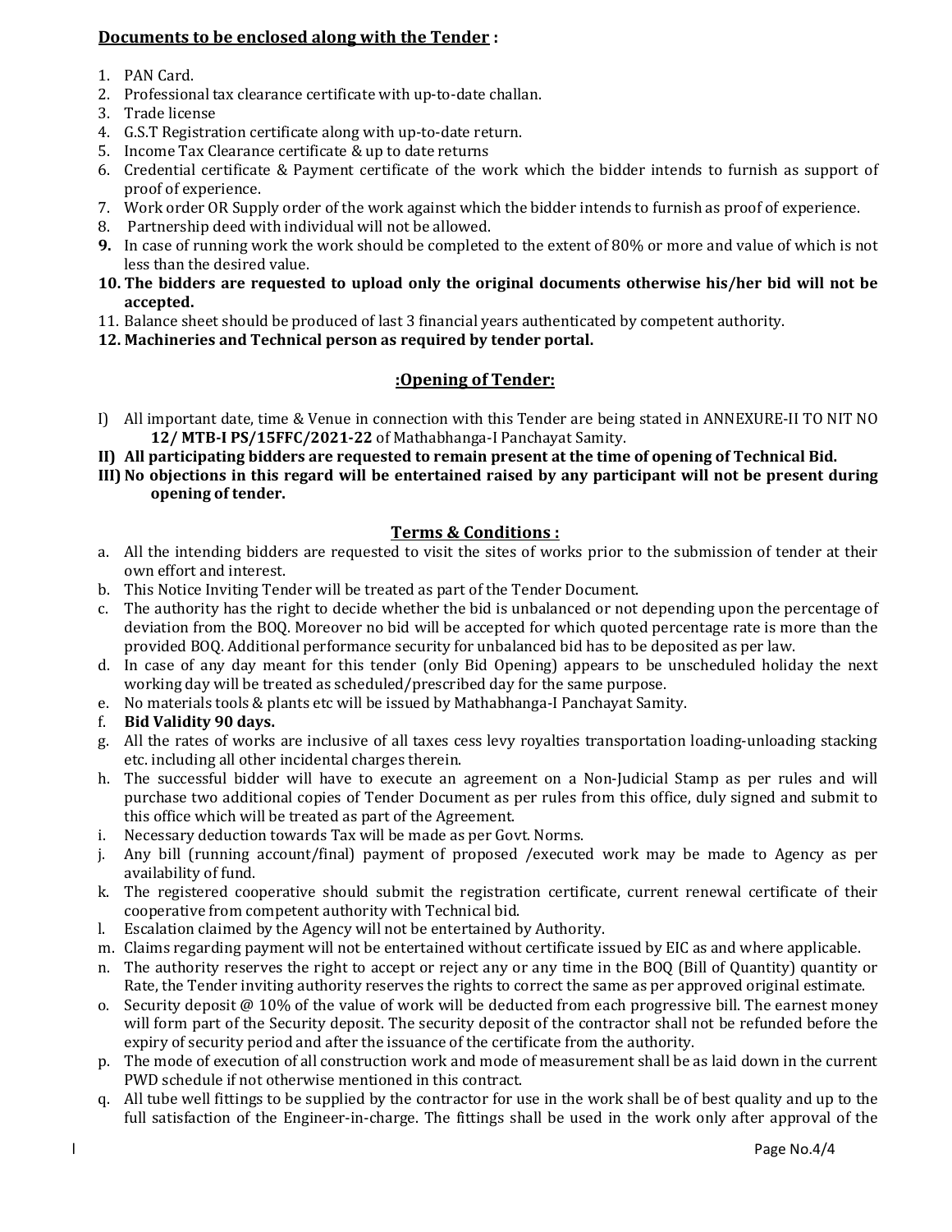## Documents to be enclosed along with the Tender :

1. PAN Card.
2. Professional tax clearance certificate with up-to-date challan.
3. Trade license
4. G.S.T Registration certificate along with up-to-date return.
5. Income Tax Clearance certificate & up to date returns
6. Credential certificate & Payment certificate of the work which the bidder intends to furnish as support of proof of experience.
7. Work order OR Supply order of the work against which the bidder intends to furnish as proof of experience.
8. Partnership deed with individual will not be allowed.
9. In case of running work the work should be completed to the extent of 80% or more and value of which is not less than the desired value.
10. **The bidders are requested to upload only the original documents otherwise his/her bid will not be accepted.**
11. Balance sheet should be produced of last 3 financial years authenticated by competent authority.
12. **Machineries and Technical person as required by tender portal.**

## :Opening of Tender:

I) All important date, time & Venue in connection with this Tender are being stated in ANNEXURE-II TO NIT NO **12/ MTB-I PS/15FFC/2021-22** of Mathabhanga-I Panchayat Samity.

**II) All participating bidders are requested to remain present at the time of opening of Technical Bid.**

**III) No objections in this regard will be entertained raised by any participant will not be present during opening of tender.**

## Terms & Conditions :

a. All the intending bidders are requested to visit the sites of works prior to the submission of tender at their own effort and interest.

b. This Notice Inviting Tender will be treated as part of the Tender Document.

c. The authority has the right to decide whether the bid is unbalanced or not depending upon the percentage of deviation from the BOQ. Moreover no bid will be accepted for which quoted percentage rate is more than the provided BOQ. Additional performance security for unbalanced bid has to be deposited as per law.

d. In case of any day meant for this tender (only Bid Opening) appears to be unscheduled holiday the next working day will be treated as scheduled/prescribed day for the same purpose.

e. No materials tools & plants etc will be issued by Mathabhanga-I Panchayat Samity.

f. **Bid Validity 90 days.**

g. All the rates of works are inclusive of all taxes cess levy royalties transportation loading-unloading stacking etc. including all other incidental charges therein.

h. The successful bidder will have to execute an agreement on a Non-Judicial Stamp as per rules and will purchase two additional copies of Tender Document as per rules from this office, duly signed and submit to this office which will be treated as part of the Agreement.

i. Necessary deduction towards Tax will be made as per Govt. Norms.

j. Any bill (running account/final) payment of proposed /executed work may be made to Agency as per availability of fund.

k. The registered cooperative should submit the registration certificate, current renewal certificate of their cooperative from competent authority with Technical bid.

l. Escalation claimed by the Agency will not be entertained by Authority.

m. Claims regarding payment will not be entertained without certificate issued by EIC as and where applicable.

n. The authority reserves the right to accept or reject any or any time in the BOQ (Bill of Quantity) quantity or Rate, the Tender inviting authority reserves the rights to correct the same as per approved original estimate.

o. Security deposit @ 10% of the value of work will be deducted from each progressive bill. The earnest money will form part of the Security deposit. The security deposit of the contractor shall not be refunded before the expiry of security period and after the issuance of the certificate from the authority.

p. The mode of execution of all construction work and mode of measurement shall be as laid down in the current PWD schedule if not otherwise mentioned in this contract.

q. All tube well fittings to be supplied by the contractor for use in the work shall be of best quality and up to the full satisfaction of the Engineer-in-charge. The fittings shall be used in the work only after approval of the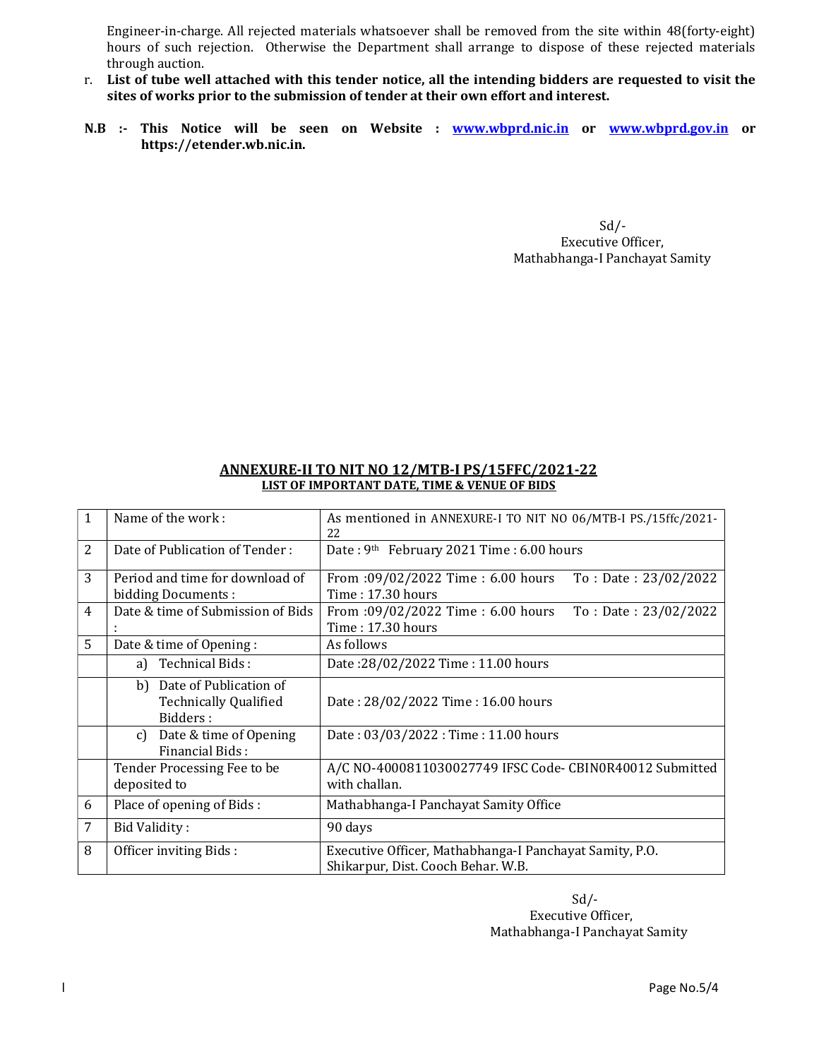Engineer-in-charge. All rejected materials whatsoever shall be removed from the site within 48(forty-eight) hours of such rejection. Otherwise the Department shall arrange to dispose of these rejected materials through auction.

r. **List of tube well attached with this tender notice, all the intending bidders are requested to visit the sites of works prior to the submission of tender at their own effort and interest.**

**N.B :- This Notice will be seen on Website : [www.wbprd.nic.in](http://www.wbprd.nic.in) or [www.wbprd.gov.in](http://www.wbprd.gov.in) or https://etender.wb.nic.in.**

Sd/-
Executive Officer,
Mathabhanga-I Panchayat Samity

## ANNEXURE-II TO NIT NO 12/MTB-I PS/15FFC/2021-22

### LIST OF IMPORTANT DATE, TIME & VENUE OF BIDS

| | | |
|---|---|---|
| 1 | Name of the work : | As mentioned in ANNEXURE-I TO NIT NO 06/MTB-I PS./15ffc/2021-22 |
| 2 | Date of Publication of Tender : | Date : 9th February 2021 Time : 6.00 hours |
| 3 | Period and time for download of bidding Documents : | From :09/02/2022 Time : 6.00 hours To : Date : 23/02/2022 Time : 17.30 hours |
| 4 | Date & time of Submission of Bids : | From :09/02/2022 Time : 6.00 hours To : Date : 23/02/2022 Time : 17.30 hours |
| 5 | Date & time of Opening : | As follows |
| | a) Technical Bids : | Date :28/02/2022 Time : 11.00 hours |
| | b) Date of Publication of Technically Qualified Bidders : | Date : 28/02/2022 Time : 16.00 hours |
| | c) Date & time of Opening Financial Bids : | Date : 03/03/2022 : Time : 11.00 hours |
| | Tender Processing Fee to be deposited to | A/C NO-4000811030027749 IFSC Code- CBIN0R40012 Submitted with challan. |
| 6 | Place of opening of Bids : | Mathabhanga-I Panchayat Samity Office |
| 7 | Bid Validity : | 90 days |
| 8 | Officer inviting Bids : | Executive Officer, Mathabhanga-I Panchayat Samity, P.O. Shikarpur, Dist. Cooch Behar. W.B. |

Sd/-
Executive Officer,
Mathabhanga-I Panchayat Samity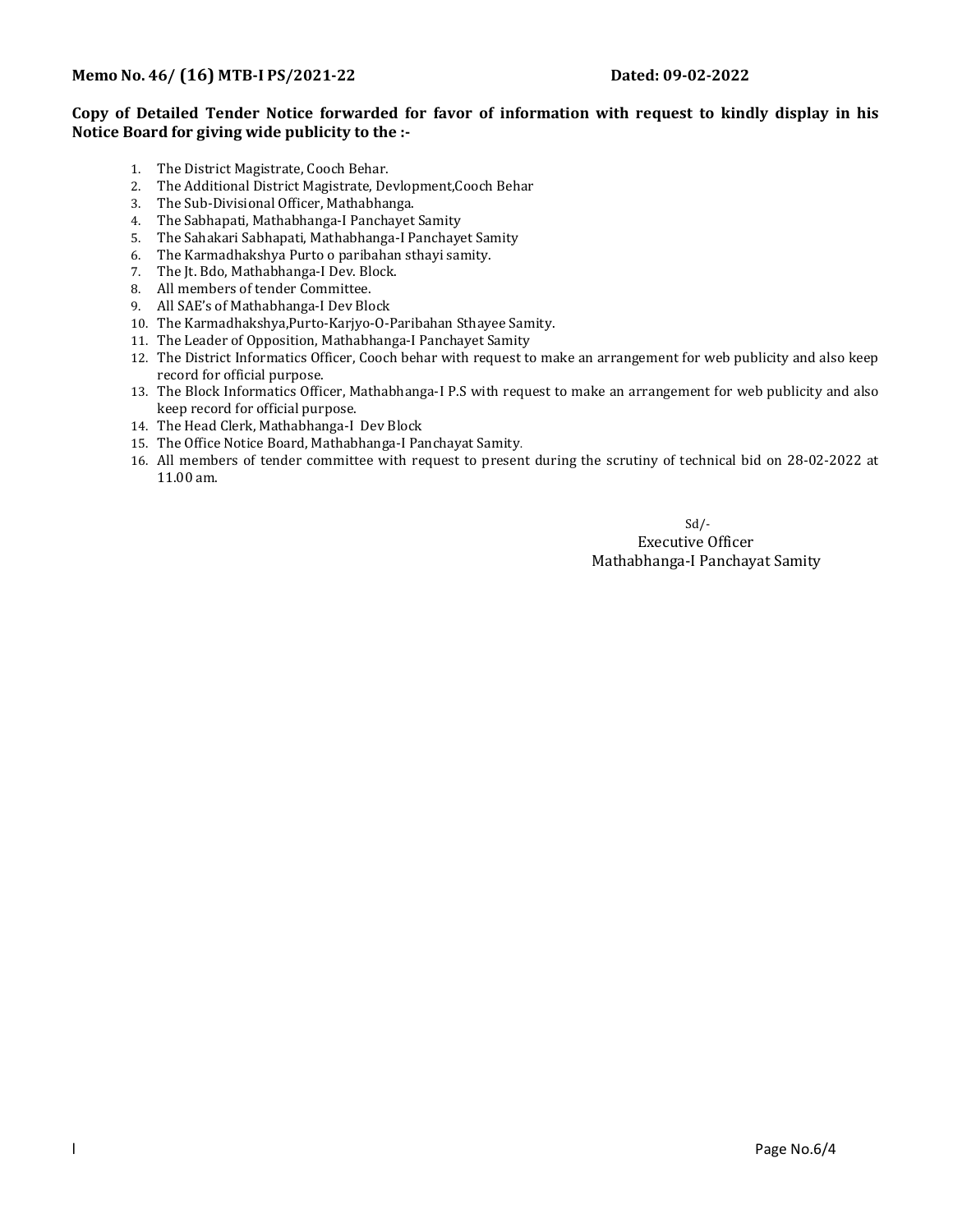**Memo No. 46/ (16) MTB-I PS/2021-22 Dated: 09-02-2022**

**Copy of Detailed Tender Notice forwarded for favor of information with request to kindly display in his Notice Board for giving wide publicity to the :-**

1. The District Magistrate, Cooch Behar.
2. The Additional District Magistrate, Devlopment,Cooch Behar
3. The Sub-Divisional Officer, Mathabhanga.
4. The Sabhapati, Mathabhanga-I Panchayet Samity
5. The Sahakari Sabhapati, Mathabhanga-I Panchayet Samity
6. The Karmadhakshya Purto o paribahan sthayi samity.
7. The Jt. Bdo, Mathabhanga-I Dev. Block.
8. All members of tender Committee.
9. All SAE's of Mathabhanga-I Dev Block
10. The Karmadhakshya,Purto-Karjyo-O-Paribahan Sthayee Samity.
11. The Leader of Opposition, Mathabhanga-I Panchayet Samity
12. The District Informatics Officer, Cooch behar with request to make an arrangement for web publicity and also keep record for official purpose.
13. The Block Informatics Officer, Mathabhanga-I P.S with request to make an arrangement for web publicity and also keep record for official purpose.
14. The Head Clerk, Mathabhanga-I Dev Block
15. The Office Notice Board, Mathabhanga-I Panchayat Samity.
16. All members of tender committee with request to present during the scrutiny of technical bid on 28-02-2022 at 11.00 am.

Sd/-
Executive Officer
Mathabhanga-I Panchayat Samity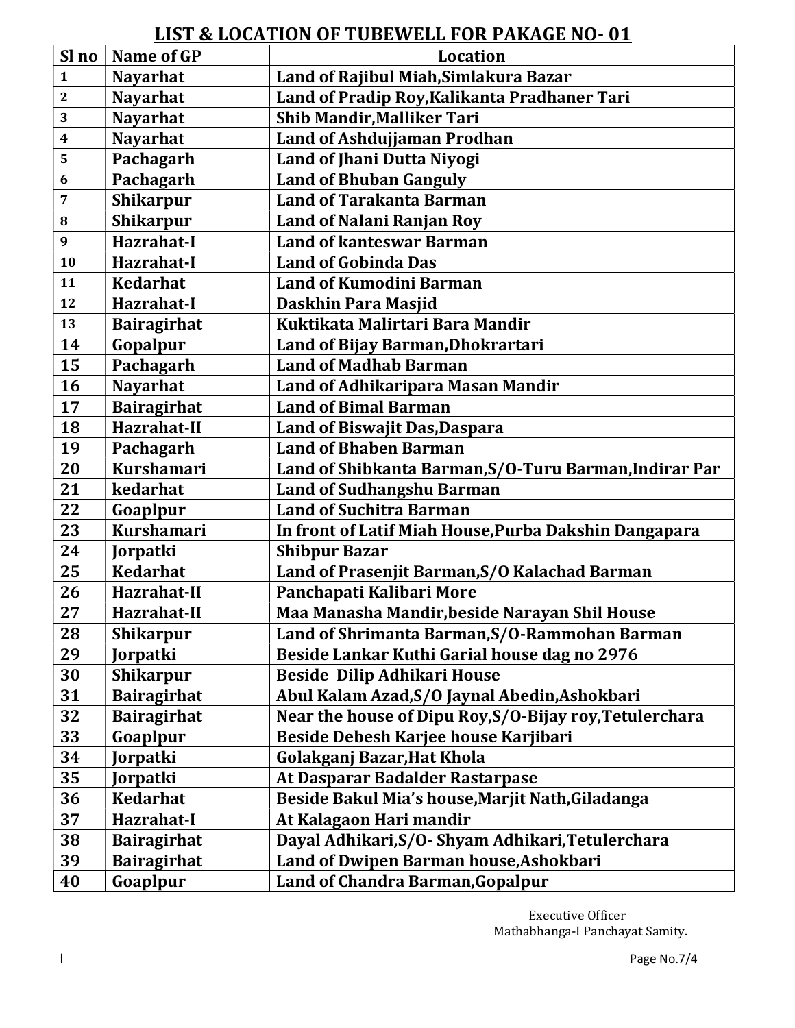## LIST & LOCATION OF TUBEWELL FOR PAKAGE NO- 01

| Sl no | Name of GP | Location |
|---|---|---|
| 1 | Nayarhat | Land of Rajibul Miah,Simlakura Bazar |
| 2 | Nayarhat | Land of Pradip Roy,Kalikanta Pradhaner Tari |
| 3 | Nayarhat | Shib Mandir,Malliker Tari |
| 4 | Nayarhat | Land of Ashdujjaman Prodhan |
| 5 | Pachagarh | Land of Jhani Dutta Niyogi |
| 6 | Pachagarh | Land of Bhuban Ganguly |
| 7 | Shikarpur | Land of Tarakanta Barman |
| 8 | Shikarpur | Land of Nalani Ranjan Roy |
| 9 | Hazrahat-I | Land of kanteswar Barman |
| 10 | Hazrahat-I | Land of Gobinda Das |
| 11 | Kedarhat | Land of Kumodini Barman |
| 12 | Hazrahat-I | Daskhin Para Masjid |
| 13 | Bairagirhat | Kuktikata Malirtari Bara Mandir |
| 14 | Gopalpur | Land of Bijay Barman,Dhokrartari |
| 15 | Pachagarh | Land of Madhab Barman |
| 16 | Nayarhat | Land of Adhikaripara Masan Mandir |
| 17 | Bairagirhat | Land of Bimal Barman |
| 18 | Hazrahat-II | Land of Biswajit Das,Daspara |
| 19 | Pachagarh | Land of Bhaben Barman |
| 20 | Kurshamari | Land of Shibkanta Barman,S/O-Turu Barman,Indirar Par |
| 21 | kedarhat | Land of Sudhangshu Barman |
| 22 | Goaplpur | Land of Suchitra Barman |
| 23 | Kurshamari | In front of Latif Miah House,Purba Dakshin Dangapara |
| 24 | Jorpatki | Shibpur Bazar |
| 25 | Kedarhat | Land of Prasenjit Barman,S/O Kalachad Barman |
| 26 | Hazrahat-II | Panchapati Kalibari More |
| 27 | Hazrahat-II | Maa Manasha Mandir,beside Narayan Shil House |
| 28 | Shikarpur | Land of Shrimanta Barman,S/O-Rammohan Barman |
| 29 | Jorpatki | Beside Lankar Kuthi Garial house dag no 2976 |
| 30 | Shikarpur | Beside Dilip Adhikari House |
| 31 | Bairagirhat | Abul Kalam Azad,S/O Jaynal Abedin,Ashokbari |
| 32 | Bairagirhat | Near the house of Dipu Roy,S/O-Bijay roy,Tetulerchara |
| 33 | Goaplpur | Beside Debesh Karjee house Karjibari |
| 34 | Jorpatki | Golakganj Bazar,Hat Khola |
| 35 | Jorpatki | At Dasparar Badalder Rastarpase |
| 36 | Kedarhat | Beside Bakul Mia's house,Marjit Nath,Giladanga |
| 37 | Hazrahat-I | At Kalagaon Hari mandir |
| 38 | Bairagirhat | Dayal Adhikari,S/O- Shyam Adhikari,Tetulerchara |
| 39 | Bairagirhat | Land of Dwipen Barman house,Ashokbari |
| 40 | Goaplpur | Land of Chandra Barman,Gopalpur |

Executive Officer
Mathabhanga-I Panchayat Samity.